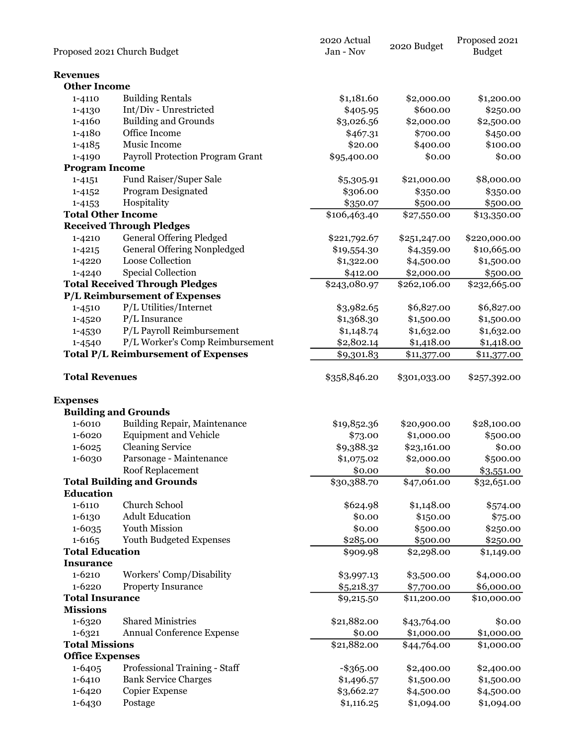| Proposed 2021 Church Budget | | 2020 Actual Jan - Nov | 2020 Budget | Proposed 2021 Budget |
|---|---|---|---|---|
| **Revenues** | | | | |
| **Other Income** | | | | |
| 1-4110 | Building Rentals | $1,181.60 | $2,000.00 | $1,200.00 |
| 1-4130 | Int/Div - Unrestricted | $405.95 | $600.00 | $250.00 |
| 1-4160 | Building and Grounds | $3,026.56 | $2,000.00 | $2,500.00 |
| 1-4180 | Office Income | $467.31 | $700.00 | $450.00 |
| 1-4185 | Music Income | $20.00 | $400.00 | $100.00 |
| 1-4190 | Payroll Protection Program Grant | $95,400.00 | $0.00 | $0.00 |
| **Program Income** | | | | |
| 1-4151 | Fund Raiser/Super Sale | $5,305.91 | $21,000.00 | $8,000.00 |
| 1-4152 | Program Designated | $306.00 | $350.00 | $350.00 |
| 1-4153 | Hospitality | $350.07 | $500.00 | $500.00 |
| **Total Other Income** | | $106,463.40 | $27,550.00 | $13,350.00 |
| **Received Through Pledges** | | | | |
| 1-4210 | General Offering Pledged | $221,792.67 | $251,247.00 | $220,000.00 |
| 1-4215 | General Offering Nonpledged | $19,554.30 | $4,359.00 | $10,665.00 |
| 1-4220 | Loose Collection | $1,322.00 | $4,500.00 | $1,500.00 |
| 1-4240 | Special Collection | $412.00 | $2,000.00 | $500.00 |
| **Total Received Through Pledges** | | $243,080.97 | $262,106.00 | $232,665.00 |
| **P/L Reimbursement of Expenses** | | | | |
| 1-4510 | P/L Utilities/Internet | $3,982.65 | $6,827.00 | $6,827.00 |
| 1-4520 | P/L Insurance | $1,368.30 | $1,500.00 | $1,500.00 |
| 1-4530 | P/L Payroll Reimbursement | $1,148.74 | $1,632.00 | $1,632.00 |
| 1-4540 | P/L Worker's Comp Reimbursement | $2,802.14 | $1,418.00 | $1,418.00 |
| **Total P/L Reimbursement of Expenses** | | $9,301.83 | $11,377.00 | $11,377.00 |
| **Total Revenues** | | $358,846.20 | $301,033.00 | $257,392.00 |
| **Expenses** | | | | |
| **Building and Grounds** | | | | |
| 1-6010 | Building Repair, Maintenance | $19,852.36 | $20,900.00 | $28,100.00 |
| 1-6020 | Equipment and Vehicle | $73.00 | $1,000.00 | $500.00 |
| 1-6025 | Cleaning Service | $9,388.32 | $23,161.00 | $0.00 |
| 1-6030 | Parsonage - Maintenance | $1,075.02 | $2,000.00 | $500.00 |
| | Roof Replacement | $0.00 | $0.00 | $3,551.00 |
| **Total Building and Grounds** | | $30,388.70 | $47,061.00 | $32,651.00 |
| **Education** | | | | |
| 1-6110 | Church School | $624.98 | $1,148.00 | $574.00 |
| 1-6130 | Adult Education | $0.00 | $150.00 | $75.00 |
| 1-6035 | Youth Mission | $0.00 | $500.00 | $250.00 |
| 1-6165 | Youth Budgeted Expenses | $285.00 | $500.00 | $250.00 |
| **Total Education** | | $909.98 | $2,298.00 | $1,149.00 |
| **Insurance** | | | | |
| 1-6210 | Workers' Comp/Disability | $3,997.13 | $3,500.00 | $4,000.00 |
| 1-6220 | Property Insurance | $5,218.37 | $7,700.00 | $6,000.00 |
| **Total Insurance** | | $9,215.50 | $11,200.00 | $10,000.00 |
| **Missions** | | | | |
| 1-6320 | Shared Ministries | $21,882.00 | $43,764.00 | $0.00 |
| 1-6321 | Annual Conference Expense | $0.00 | $1,000.00 | $1,000.00 |
| **Total Missions** | | $21,882.00 | $44,764.00 | $1,000.00 |
| **Office Expenses** | | | | |
| 1-6405 | Professional Training - Staff | -$365.00 | $2,400.00 | $2,400.00 |
| 1-6410 | Bank Service Charges | $1,496.57 | $1,500.00 | $1,500.00 |
| 1-6420 | Copier Expense | $3,662.27 | $4,500.00 | $4,500.00 |
| 1-6430 | Postage | $1,116.25 | $1,094.00 | $1,094.00 |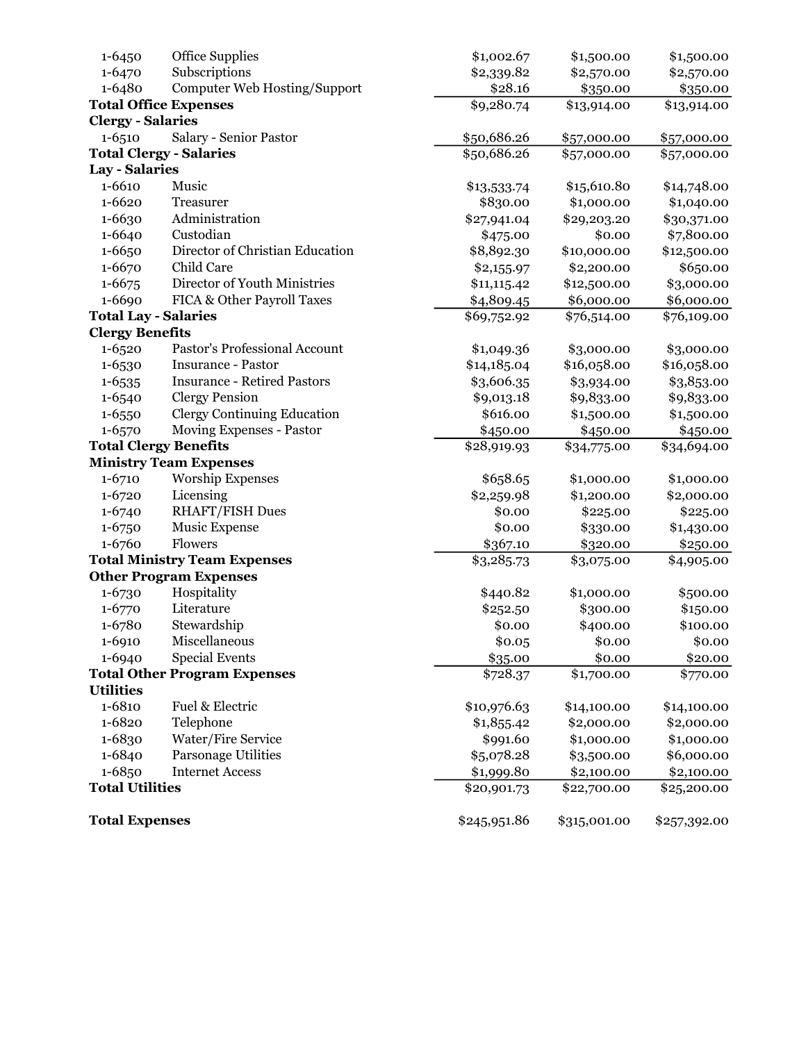| | | | | |
|---|---|---|---|---|
| 1-6450 | Office Supplies | $1,002.67 | $1,500.00 | $1,500.00 |
| 1-6470 | Subscriptions | $2,339.82 | $2,570.00 | $2,570.00 |
| 1-6480 | Computer Web Hosting/Support | $28.16 | $350.00 | $350.00 |
| **Total Office Expenses** | | $9,280.74 | $13,914.00 | $13,914.00 |
| **Clergy - Salaries** | | | | |
| 1-6510 | Salary - Senior Pastor | $50,686.26 | $57,000.00 | $57,000.00 |
| **Total Clergy - Salaries** | | $50,686.26 | $57,000.00 | $57,000.00 |
| **Lay - Salaries** | | | | |
| 1-6610 | Music | $13,533.74 | $15,610.80 | $14,748.00 |
| 1-6620 | Treasurer | $830.00 | $1,000.00 | $1,040.00 |
| 1-6630 | Administration | $27,941.04 | $29,203.20 | $30,371.00 |
| 1-6640 | Custodian | $475.00 | $0.00 | $7,800.00 |
| 1-6650 | Director of Christian Education | $8,892.30 | $10,000.00 | $12,500.00 |
| 1-6670 | Child Care | $2,155.97 | $2,200.00 | $650.00 |
| 1-6675 | Director of Youth Ministries | $11,115.42 | $12,500.00 | $3,000.00 |
| 1-6690 | FICA & Other Payroll Taxes | $4,809.45 | $6,000.00 | $6,000.00 |
| **Total Lay - Salaries** | | $69,752.92 | $76,514.00 | $76,109.00 |
| **Clergy Benefits** | | | | |
| 1-6520 | Pastor's Professional Account | $1,049.36 | $3,000.00 | $3,000.00 |
| 1-6530 | Insurance - Pastor | $14,185.04 | $16,058.00 | $16,058.00 |
| 1-6535 | Insurance - Retired Pastors | $3,606.35 | $3,934.00 | $3,853.00 |
| 1-6540 | Clergy Pension | $9,013.18 | $9,833.00 | $9,833.00 |
| 1-6550 | Clergy Continuing Education | $616.00 | $1,500.00 | $1,500.00 |
| 1-6570 | Moving Expenses - Pastor | $450.00 | $450.00 | $450.00 |
| **Total Clergy Benefits** | | $28,919.93 | $34,775.00 | $34,694.00 |
| **Ministry Team Expenses** | | | | |
| 1-6710 | Worship Expenses | $658.65 | $1,000.00 | $1,000.00 |
| 1-6720 | Licensing | $2,259.98 | $1,200.00 | $2,000.00 |
| 1-6740 | RHAFT/FISH Dues | $0.00 | $225.00 | $225.00 |
| 1-6750 | Music Expense | $0.00 | $330.00 | $1,430.00 |
| 1-6760 | Flowers | $367.10 | $320.00 | $250.00 |
| **Total Ministry Team Expenses** | | $3,285.73 | $3,075.00 | $4,905.00 |
| **Other Program Expenses** | | | | |
| 1-6730 | Hospitality | $440.82 | $1,000.00 | $500.00 |
| 1-6770 | Literature | $252.50 | $300.00 | $150.00 |
| 1-6780 | Stewardship | $0.00 | $400.00 | $100.00 |
| 1-6910 | Miscellaneous | $0.05 | $0.00 | $0.00 |
| 1-6940 | Special Events | $35.00 | $0.00 | $20.00 |
| **Total Other Program Expenses** | | $728.37 | $1,700.00 | $770.00 |
| **Utilities** | | | | |
| 1-6810 | Fuel & Electric | $10,976.63 | $14,100.00 | $14,100.00 |
| 1-6820 | Telephone | $1,855.42 | $2,000.00 | $2,000.00 |
| 1-6830 | Water/Fire Service | $991.60 | $1,000.00 | $1,000.00 |
| 1-6840 | Parsonage Utilities | $5,078.28 | $3,500.00 | $6,000.00 |
| 1-6850 | Internet Access | $1,999.80 | $2,100.00 | $2,100.00 |
| **Total Utilities** | | $20,901.73 | $22,700.00 | $25,200.00 |
| **Total Expenses** | | $245,951.86 | $315,001.00 | $257,392.00 |